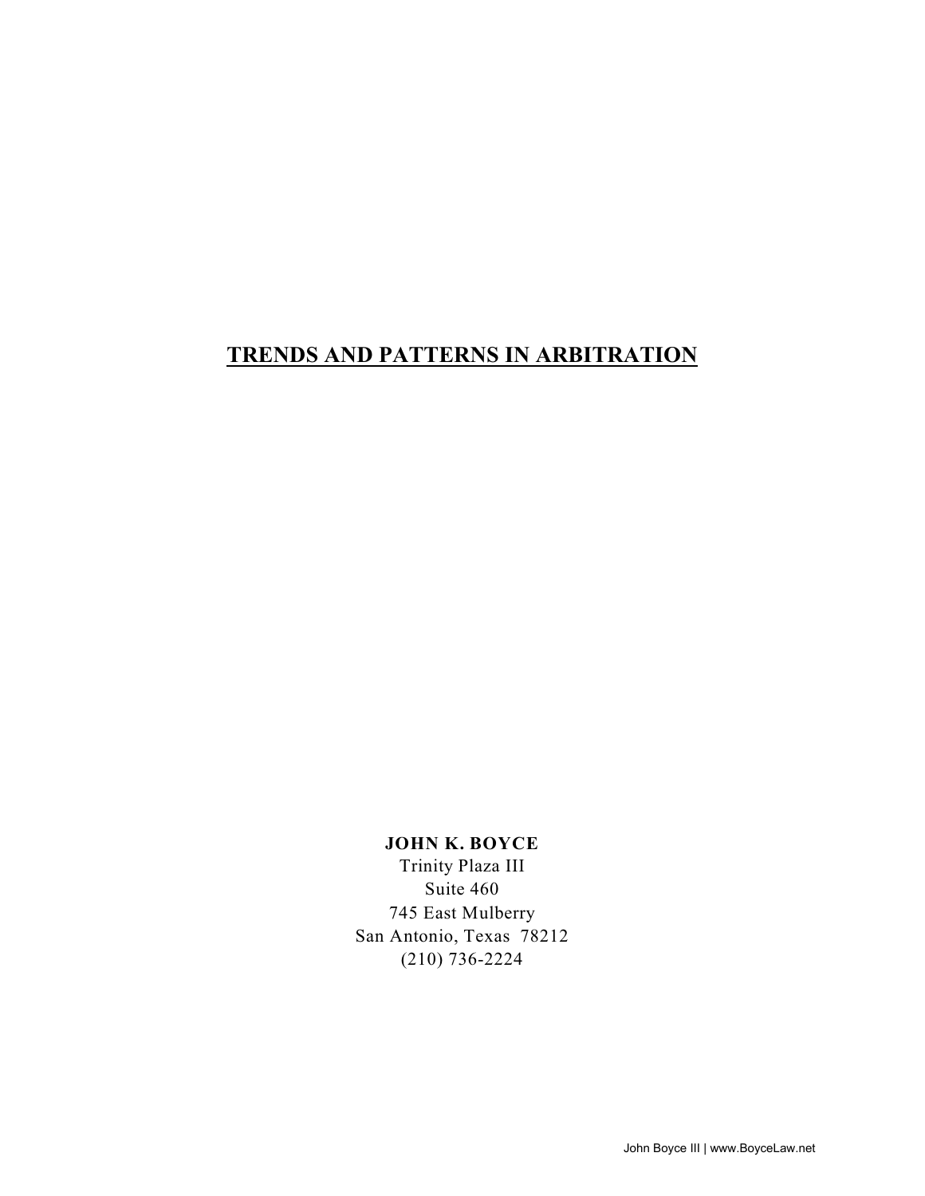# TRENDS AND PATTERNS IN ARBITRATION

**JOHN K. BOYCE**
Trinity Plaza III
Suite 460
745 East Mulberry
San Antonio, Texas 78212
(210) 736-2224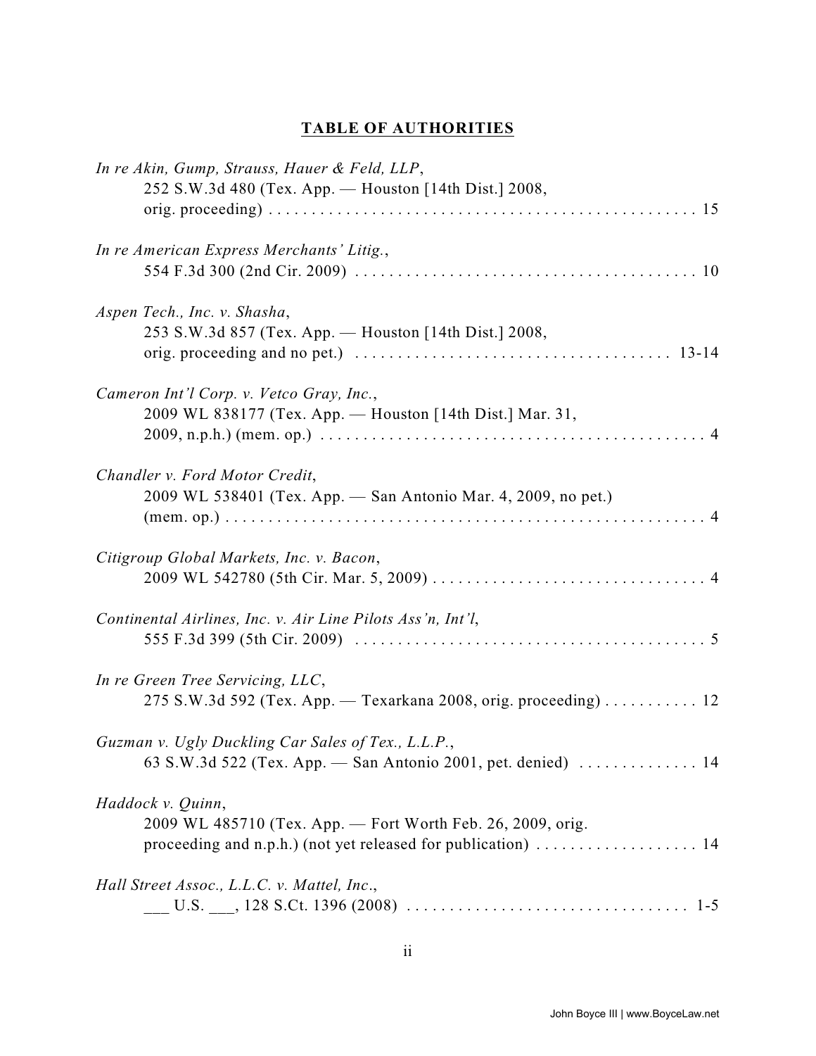## TABLE OF AUTHORITIES

*In re Akin, Gump, Strauss, Hauer & Feld, LLP*,
252 S.W.3d 480 (Tex. App. — Houston [14th Dist.] 2008, orig. proceeding) . . . . . . . . . . . . . . . . . . . . . . . . . . . . . . . . . . . . . . . . . . . . . . . . . . 15

*In re American Express Merchants' Litig.*,
554 F.3d 300 (2nd Cir. 2009) . . . . . . . . . . . . . . . . . . . . . . . . . . . . . . . . . . . . . . . . 10

*Aspen Tech., Inc. v. Shasha*,
253 S.W.3d 857 (Tex. App. — Houston [14th Dist.] 2008, orig. proceeding and no pet.) . . . . . . . . . . . . . . . . . . . . . . . . . . . . . . . . . . . . 13-14

*Cameron Int'l Corp. v. Vetco Gray, Inc.*,
2009 WL 838177 (Tex. App. — Houston [14th Dist.] Mar. 31, 2009, n.p.h.) (mem. op.) . . . . . . . . . . . . . . . . . . . . . . . . . . . . . . . . . . . . . . . . . . . . 4

*Chandler v. Ford Motor Credit*,
2009 WL 538401 (Tex. App. — San Antonio Mar. 4, 2009, no pet.) (mem. op.) . . . . . . . . . . . . . . . . . . . . . . . . . . . . . . . . . . . . . . . . . . . . . . . . . . . . . . 4

*Citigroup Global Markets, Inc. v. Bacon*,
2009 WL 542780 (5th Cir. Mar. 5, 2009) . . . . . . . . . . . . . . . . . . . . . . . . . . . . . . . . 4

*Continental Airlines, Inc. v. Air Line Pilots Ass'n, Int'l*,
555 F.3d 399 (5th Cir. 2009) . . . . . . . . . . . . . . . . . . . . . . . . . . . . . . . . . . . . . . . . . 5

*In re Green Tree Servicing, LLC*,
275 S.W.3d 592 (Tex. App. — Texarkana 2008, orig. proceeding) . . . . . . . . . . . 12

*Guzman v. Ugly Duckling Car Sales of Tex., L.L.P.*,
63 S.W.3d 522 (Tex. App. — San Antonio 2001, pet. denied) . . . . . . . . . . . . . . 14

*Haddock v. Quinn*,
2009 WL 485710 (Tex. App. — Fort Worth Feb. 26, 2009, orig. proceeding and n.p.h.) (not yet released for publication) . . . . . . . . . . . . . . . . . . . 14

*Hall Street Assoc., L.L.C. v. Mattel, Inc.*,
___ U.S. ___, 128 S.Ct. 1396 (2008) . . . . . . . . . . . . . . . . . . . . . . . . . . . . . . . . 1-5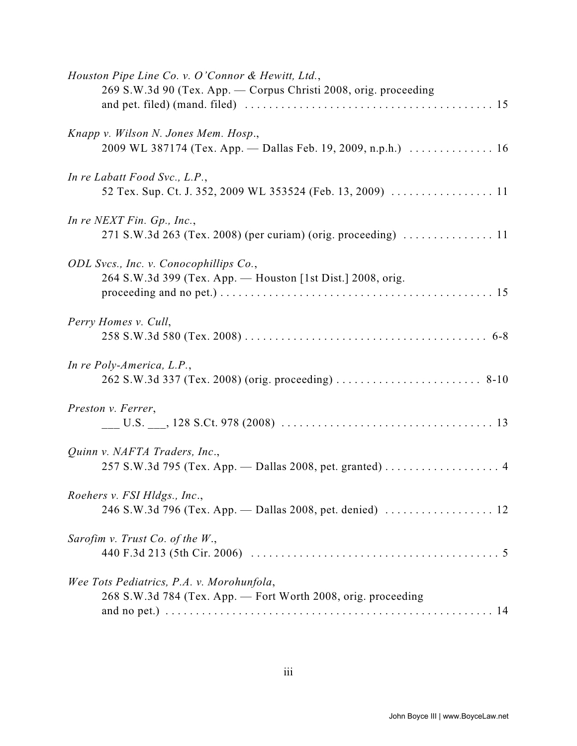*Houston Pipe Line Co. v. O'Connor & Hewitt, Ltd.*,
269 S.W.3d 90 (Tex. App. — Corpus Christi 2008, orig. proceeding and pet. filed) (mand. filed) . . . . . . . . . . . . . . . . . . . . . . . . . . . . . . . . . . . . . . . . 15

*Knapp v. Wilson N. Jones Mem. Hosp.*,
2009 WL 387174 (Tex. App. — Dallas Feb. 19, 2009, n.p.h.) . . . . . . . . . . . . . . 16

*In re Labatt Food Svc., L.P.*,
52 Tex. Sup. Ct. J. 352, 2009 WL 353524 (Feb. 13, 2009) . . . . . . . . . . . . . . . . . 11

*In re NEXT Fin. Gp., Inc.*,
271 S.W.3d 263 (Tex. 2008) (per curiam) (orig. proceeding) . . . . . . . . . . . . . . . 11

*ODL Svcs., Inc. v. Conocophillips Co.*,
264 S.W.3d 399 (Tex. App. — Houston [1st Dist.] 2008, orig. proceeding and no pet.) . . . . . . . . . . . . . . . . . . . . . . . . . . . . . . . . . . . . . . . . . . . . 15

*Perry Homes v. Cull*,
258 S.W.3d 580 (Tex. 2008) . . . . . . . . . . . . . . . . . . . . . . . . . . . . . . . . . . . . . . . . 6-8

*In re Poly-America, L.P.*,
262 S.W.3d 337 (Tex. 2008) (orig. proceeding) . . . . . . . . . . . . . . . . . . . . . . . . 8-10

*Preston v. Ferrer*,
___ U.S. ___, 128 S.Ct. 978 (2008) . . . . . . . . . . . . . . . . . . . . . . . . . . . . . . . . . . . 13

*Quinn v. NAFTA Traders, Inc.*,
257 S.W.3d 795 (Tex. App. — Dallas 2008, pet. granted) . . . . . . . . . . . . . . . . . . . 4

*Roehers v. FSI Hldgs., Inc.*,
246 S.W.3d 796 (Tex. App. — Dallas 2008, pet. denied) . . . . . . . . . . . . . . . . . . 12

*Sarofim v. Trust Co. of the W.*,
440 F.3d 213 (5th Cir. 2006) . . . . . . . . . . . . . . . . . . . . . . . . . . . . . . . . . . . . . . . . . 5

*Wee Tots Pediatrics, P.A. v. Morohunfola*,
268 S.W.3d 784 (Tex. App. — Fort Worth 2008, orig. proceeding and no pet.) . . . . . . . . . . . . . . . . . . . . . . . . . . . . . . . . . . . . . . . . . . . . . . . . . . . . . 14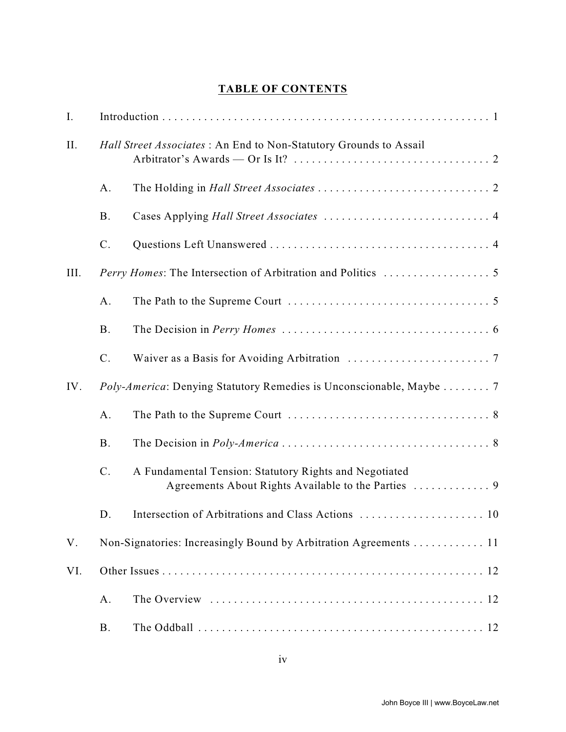## TABLE OF CONTENTS

- I. Introduction . . . . . 1
- II. *Hall Street Associates* : An End to Non-Statutory Grounds to Assail Arbitrator's Awards — Or Is It? . . . . . 2
  - A. The Holding in *Hall Street Associates* . . . . . 2
  - B. Cases Applying *Hall Street Associates* . . . . . 4
  - C. Questions Left Unanswered . . . . . 4
- III. *Perry Homes*: The Intersection of Arbitration and Politics . . . . . 5
  - A. The Path to the Supreme Court . . . . . 5
  - B. The Decision in *Perry Homes* . . . . . 6
  - C. Waiver as a Basis for Avoiding Arbitration . . . . . 7
- IV. *Poly-America*: Denying Statutory Remedies is Unconscionable, Maybe . . . . . 7
  - A. The Path to the Supreme Court . . . . . 8
  - B. The Decision in *Poly-America* . . . . . 8
  - C. A Fundamental Tension: Statutory Rights and Negotiated Agreements About Rights Available to the Parties . . . . . 9
  - D. Intersection of Arbitrations and Class Actions . . . . . 10
- V. Non-Signatories: Increasingly Bound by Arbitration Agreements . . . . . 11
- VI. Other Issues . . . . . 12
  - A. The Overview . . . . . 12
  - B. The Oddball . . . . . 12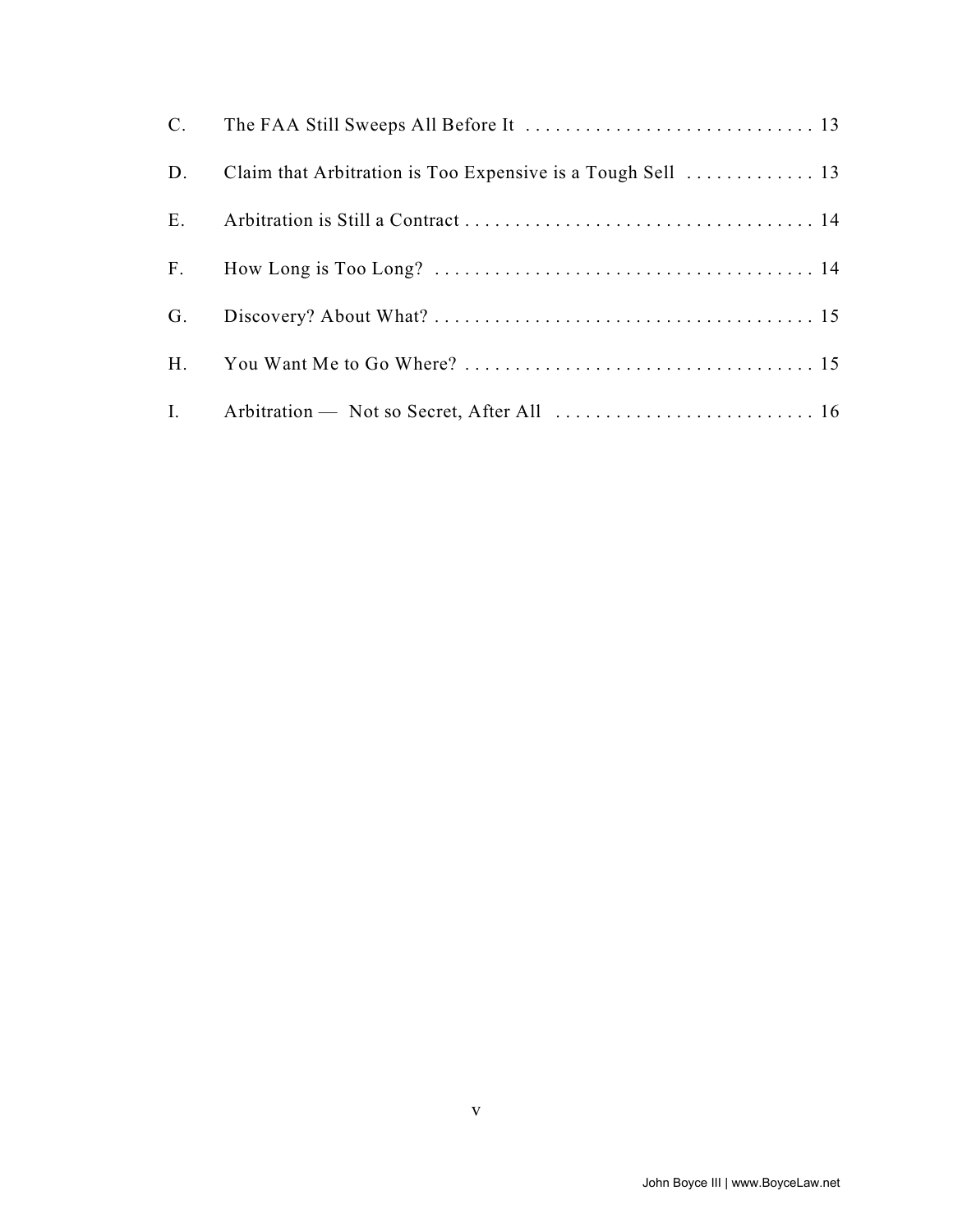C. The FAA Still Sweeps All Before It . . . . . . . . . . . . . . . . . . . . . . . . . . . . . 13

D. Claim that Arbitration is Too Expensive is a Tough Sell . . . . . . . . . . . . . 13

E. Arbitration is Still a Contract . . . . . . . . . . . . . . . . . . . . . . . . . . . . . . . . . . . . 14

F. How Long is Too Long? . . . . . . . . . . . . . . . . . . . . . . . . . . . . . . . . . . . . . . 14

G. Discovery? About What? . . . . . . . . . . . . . . . . . . . . . . . . . . . . . . . . . . . . . . 15

H. You Want Me to Go Where? . . . . . . . . . . . . . . . . . . . . . . . . . . . . . . . . . . . 15

I. Arbitration — Not so Secret, After All . . . . . . . . . . . . . . . . . . . . . . . . . . 16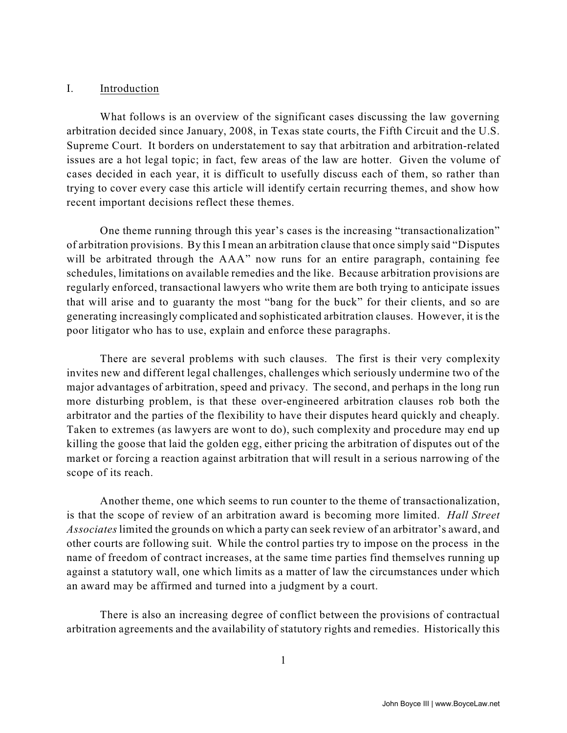## I. Introduction

What follows is an overview of the significant cases discussing the law governing arbitration decided since January, 2008, in Texas state courts, the Fifth Circuit and the U.S. Supreme Court. It borders on understatement to say that arbitration and arbitration-related issues are a hot legal topic; in fact, few areas of the law are hotter. Given the volume of cases decided in each year, it is difficult to usefully discuss each of them, so rather than trying to cover every case this article will identify certain recurring themes, and show how recent important decisions reflect these themes.

One theme running through this year's cases is the increasing "transactionalization" of arbitration provisions. By this I mean an arbitration clause that once simply said "Disputes will be arbitrated through the AAA" now runs for an entire paragraph, containing fee schedules, limitations on available remedies and the like. Because arbitration provisions are regularly enforced, transactional lawyers who write them are both trying to anticipate issues that will arise and to guaranty the most "bang for the buck" for their clients, and so are generating increasingly complicated and sophisticated arbitration clauses. However, it is the poor litigator who has to use, explain and enforce these paragraphs.

There are several problems with such clauses. The first is their very complexity invites new and different legal challenges, challenges which seriously undermine two of the major advantages of arbitration, speed and privacy. The second, and perhaps in the long run more disturbing problem, is that these over-engineered arbitration clauses rob both the arbitrator and the parties of the flexibility to have their disputes heard quickly and cheaply. Taken to extremes (as lawyers are wont to do), such complexity and procedure may end up killing the goose that laid the golden egg, either pricing the arbitration of disputes out of the market or forcing a reaction against arbitration that will result in a serious narrowing of the scope of its reach.

Another theme, one which seems to run counter to the theme of transactionalization, is that the scope of review of an arbitration award is becoming more limited. *Hall Street Associates* limited the grounds on which a party can seek review of an arbitrator's award, and other courts are following suit. While the control parties try to impose on the process in the name of freedom of contract increases, at the same time parties find themselves running up against a statutory wall, one which limits as a matter of law the circumstances under which an award may be affirmed and turned into a judgment by a court.

There is also an increasing degree of conflict between the provisions of contractual arbitration agreements and the availability of statutory rights and remedies. Historically this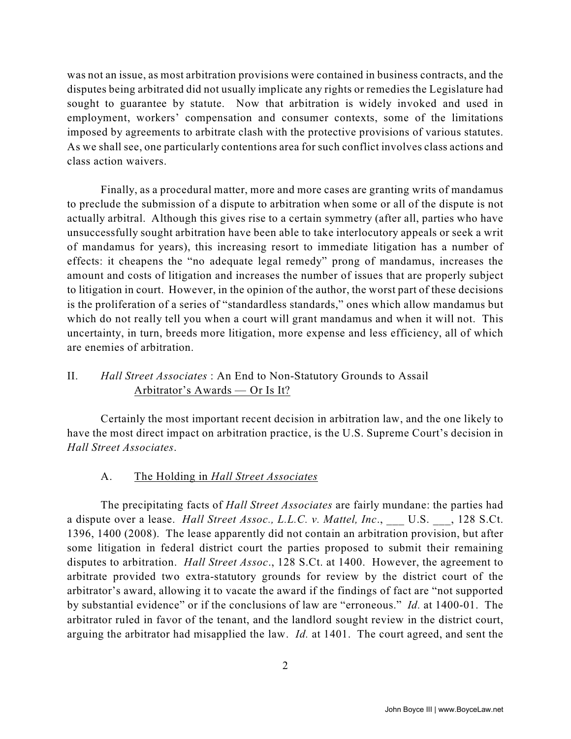was not an issue, as most arbitration provisions were contained in business contracts, and the disputes being arbitrated did not usually implicate any rights or remedies the Legislature had sought to guarantee by statute. Now that arbitration is widely invoked and used in employment, workers' compensation and consumer contexts, some of the limitations imposed by agreements to arbitrate clash with the protective provisions of various statutes. As we shall see, one particularly contentions area for such conflict involves class actions and class action waivers.

Finally, as a procedural matter, more and more cases are granting writs of mandamus to preclude the submission of a dispute to arbitration when some or all of the dispute is not actually arbitral. Although this gives rise to a certain symmetry (after all, parties who have unsuccessfully sought arbitration have been able to take interlocutory appeals or seek a writ of mandamus for years), this increasing resort to immediate litigation has a number of effects: it cheapens the "no adequate legal remedy" prong of mandamus, increases the amount and costs of litigation and increases the number of issues that are properly subject to litigation in court. However, in the opinion of the author, the worst part of these decisions is the proliferation of a series of "standardless standards," ones which allow mandamus but which do not really tell you when a court will grant mandamus and when it will not. This uncertainty, in turn, breeds more litigation, more expense and less efficiency, all of which are enemies of arbitration.

## II. *Hall Street Associates* : An End to Non-Statutory Grounds to Assail Arbitrator's Awards — Or Is It?

Certainly the most important recent decision in arbitration law, and the one likely to have the most direct impact on arbitration practice, is the U.S. Supreme Court's decision in *Hall Street Associates*.

### A. The Holding in *Hall Street Associates*

The precipitating facts of *Hall Street Associates* are fairly mundane: the parties had a dispute over a lease. *Hall Street Assoc., L.L.C. v. Mattel, Inc*., ___ U.S. ___, 128 S.Ct. 1396, 1400 (2008). The lease apparently did not contain an arbitration provision, but after some litigation in federal district court the parties proposed to submit their remaining disputes to arbitration. *Hall Street Assoc*., 128 S.Ct. at 1400. However, the agreement to arbitrate provided two extra-statutory grounds for review by the district court of the arbitrator's award, allowing it to vacate the award if the findings of fact are "not supported by substantial evidence" or if the conclusions of law are "erroneous." *Id.* at 1400-01. The arbitrator ruled in favor of the tenant, and the landlord sought review in the district court, arguing the arbitrator had misapplied the law. *Id.* at 1401. The court agreed, and sent the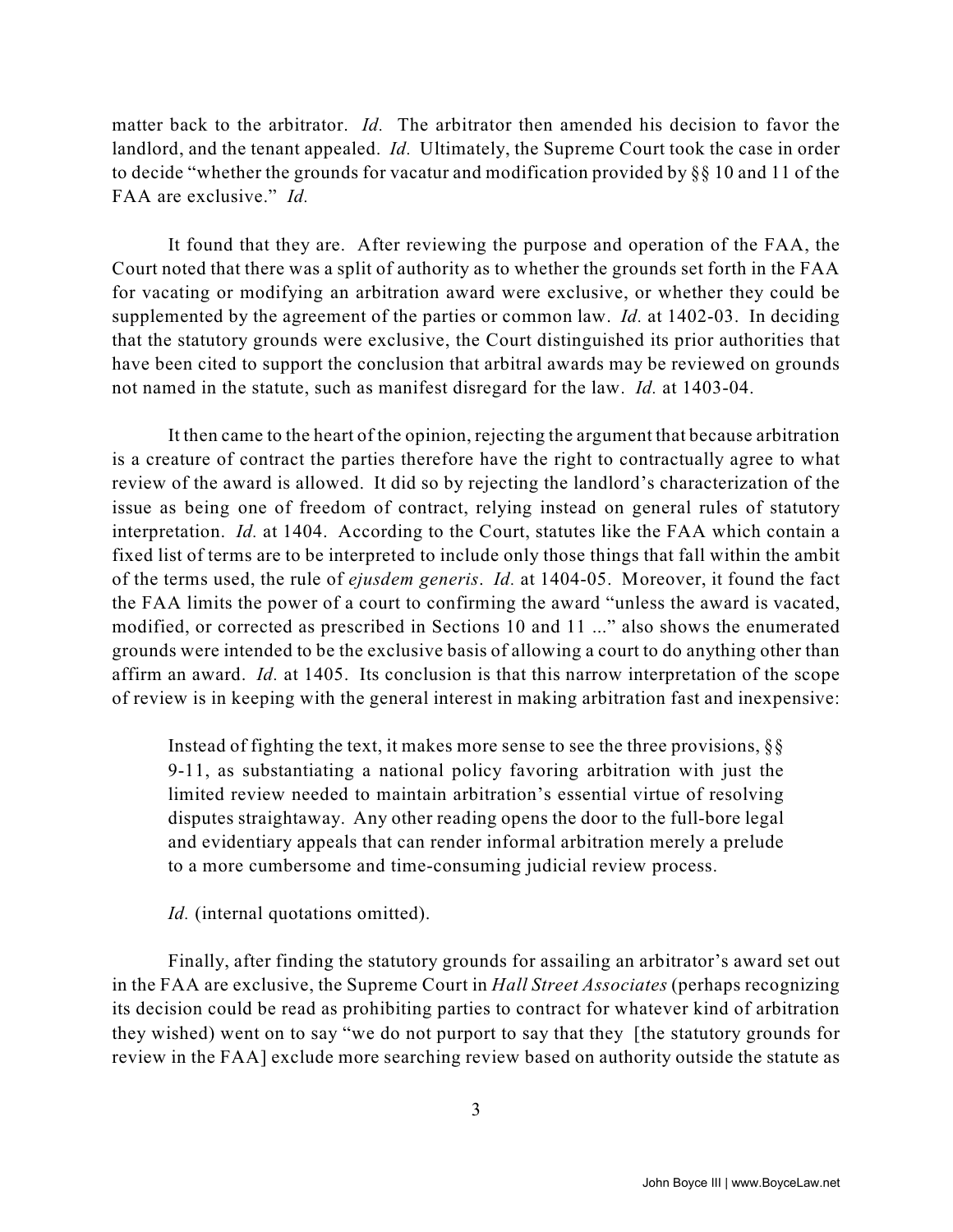matter back to the arbitrator. *Id.* The arbitrator then amended his decision to favor the landlord, and the tenant appealed. *Id.* Ultimately, the Supreme Court took the case in order to decide "whether the grounds for vacatur and modification provided by §§ 10 and 11 of the FAA are exclusive." *Id.*

It found that they are. After reviewing the purpose and operation of the FAA, the Court noted that there was a split of authority as to whether the grounds set forth in the FAA for vacating or modifying an arbitration award were exclusive, or whether they could be supplemented by the agreement of the parties or common law. *Id.* at 1402-03. In deciding that the statutory grounds were exclusive, the Court distinguished its prior authorities that have been cited to support the conclusion that arbitral awards may be reviewed on grounds not named in the statute, such as manifest disregard for the law. *Id.* at 1403-04.

It then came to the heart of the opinion, rejecting the argument that because arbitration is a creature of contract the parties therefore have the right to contractually agree to what review of the award is allowed. It did so by rejecting the landlord's characterization of the issue as being one of freedom of contract, relying instead on general rules of statutory interpretation. *Id.* at 1404. According to the Court, statutes like the FAA which contain a fixed list of terms are to be interpreted to include only those things that fall within the ambit of the terms used, the rule of *ejusdem generis*. *Id.* at 1404-05. Moreover, it found the fact the FAA limits the power of a court to confirming the award "unless the award is vacated, modified, or corrected as prescribed in Sections 10 and 11 ..." also shows the enumerated grounds were intended to be the exclusive basis of allowing a court to do anything other than affirm an award. *Id.* at 1405. Its conclusion is that this narrow interpretation of the scope of review is in keeping with the general interest in making arbitration fast and inexpensive:

> Instead of fighting the text, it makes more sense to see the three provisions, §§ 9-11, as substantiating a national policy favoring arbitration with just the limited review needed to maintain arbitration's essential virtue of resolving disputes straightaway. Any other reading opens the door to the full-bore legal and evidentiary appeals that can render informal arbitration merely a prelude to a more cumbersome and time-consuming judicial review process.
>
> *Id.* (internal quotations omitted).

Finally, after finding the statutory grounds for assailing an arbitrator's award set out in the FAA are exclusive, the Supreme Court in *Hall Street Associates* (perhaps recognizing its decision could be read as prohibiting parties to contract for whatever kind of arbitration they wished) went on to say "we do not purport to say that they [the statutory grounds for review in the FAA] exclude more searching review based on authority outside the statute as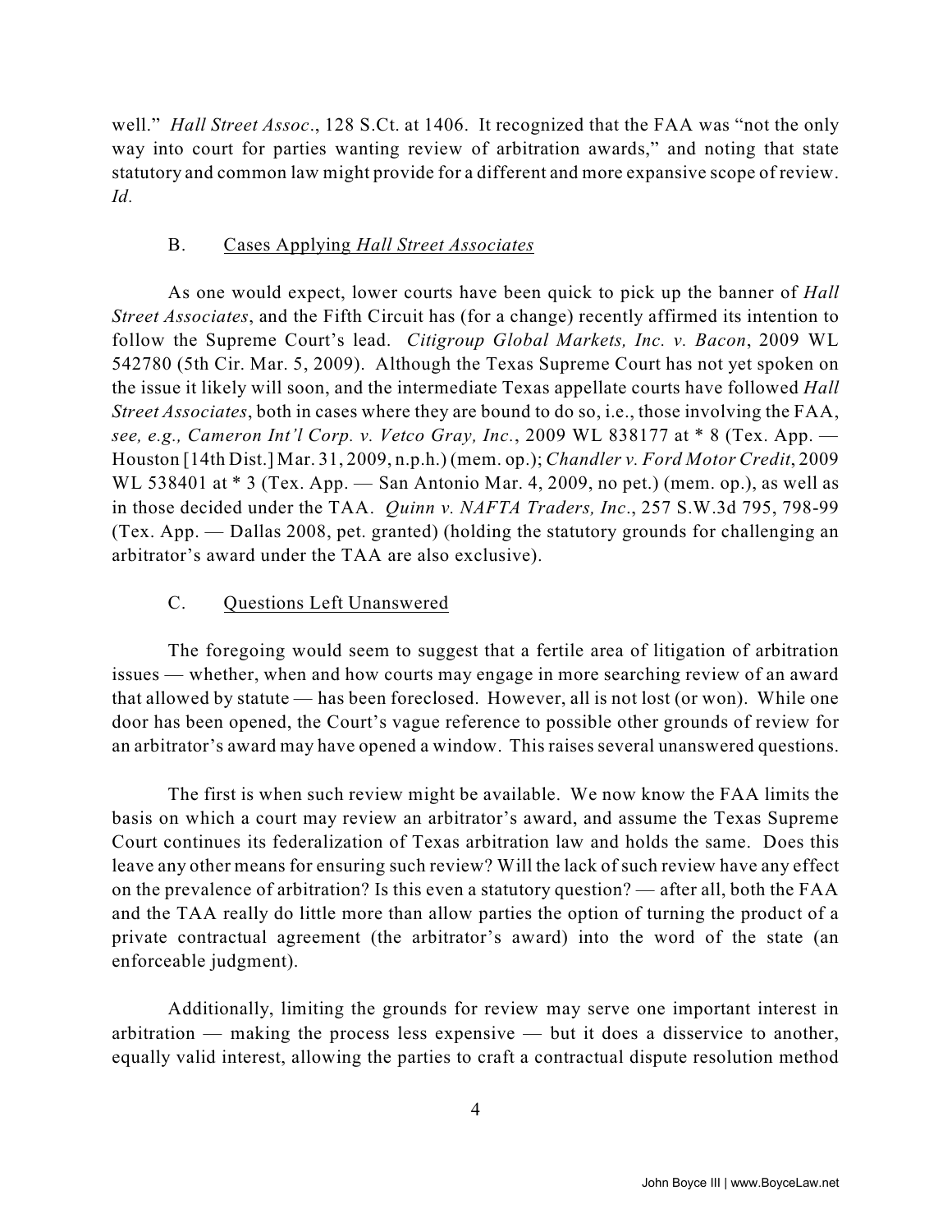well." *Hall Street Assoc*., 128 S.Ct. at 1406. It recognized that the FAA was "not the only way into court for parties wanting review of arbitration awards," and noting that state statutory and common law might provide for a different and more expansive scope of review. *Id.*

### B. Cases Applying *Hall Street Associates*

As one would expect, lower courts have been quick to pick up the banner of *Hall Street Associates*, and the Fifth Circuit has (for a change) recently affirmed its intention to follow the Supreme Court's lead. *Citigroup Global Markets, Inc. v. Bacon*, 2009 WL 542780 (5th Cir. Mar. 5, 2009). Although the Texas Supreme Court has not yet spoken on the issue it likely will soon, and the intermediate Texas appellate courts have followed *Hall Street Associates*, both in cases where they are bound to do so, i.e., those involving the FAA, *see, e.g., Cameron Int'l Corp. v. Vetco Gray, Inc.*, 2009 WL 838177 at * 8 (Tex. App. — Houston [14th Dist.] Mar. 31, 2009, n.p.h.) (mem. op.); *Chandler v. Ford Motor Credit*, 2009 WL 538401 at * 3 (Tex. App. — San Antonio Mar. 4, 2009, no pet.) (mem. op.), as well as in those decided under the TAA. *Quinn v. NAFTA Traders, Inc*., 257 S.W.3d 795, 798-99 (Tex. App. — Dallas 2008, pet. granted) (holding the statutory grounds for challenging an arbitrator's award under the TAA are also exclusive).

### C. Questions Left Unanswered

The foregoing would seem to suggest that a fertile area of litigation of arbitration issues — whether, when and how courts may engage in more searching review of an award that allowed by statute — has been foreclosed. However, all is not lost (or won). While one door has been opened, the Court's vague reference to possible other grounds of review for an arbitrator's award may have opened a window. This raises several unanswered questions.

The first is when such review might be available. We now know the FAA limits the basis on which a court may review an arbitrator's award, and assume the Texas Supreme Court continues its federalization of Texas arbitration law and holds the same. Does this leave any other means for ensuring such review? Will the lack of such review have any effect on the prevalence of arbitration? Is this even a statutory question? — after all, both the FAA and the TAA really do little more than allow parties the option of turning the product of a private contractual agreement (the arbitrator's award) into the word of the state (an enforceable judgment).

Additionally, limiting the grounds for review may serve one important interest in arbitration — making the process less expensive — but it does a disservice to another, equally valid interest, allowing the parties to craft a contractual dispute resolution method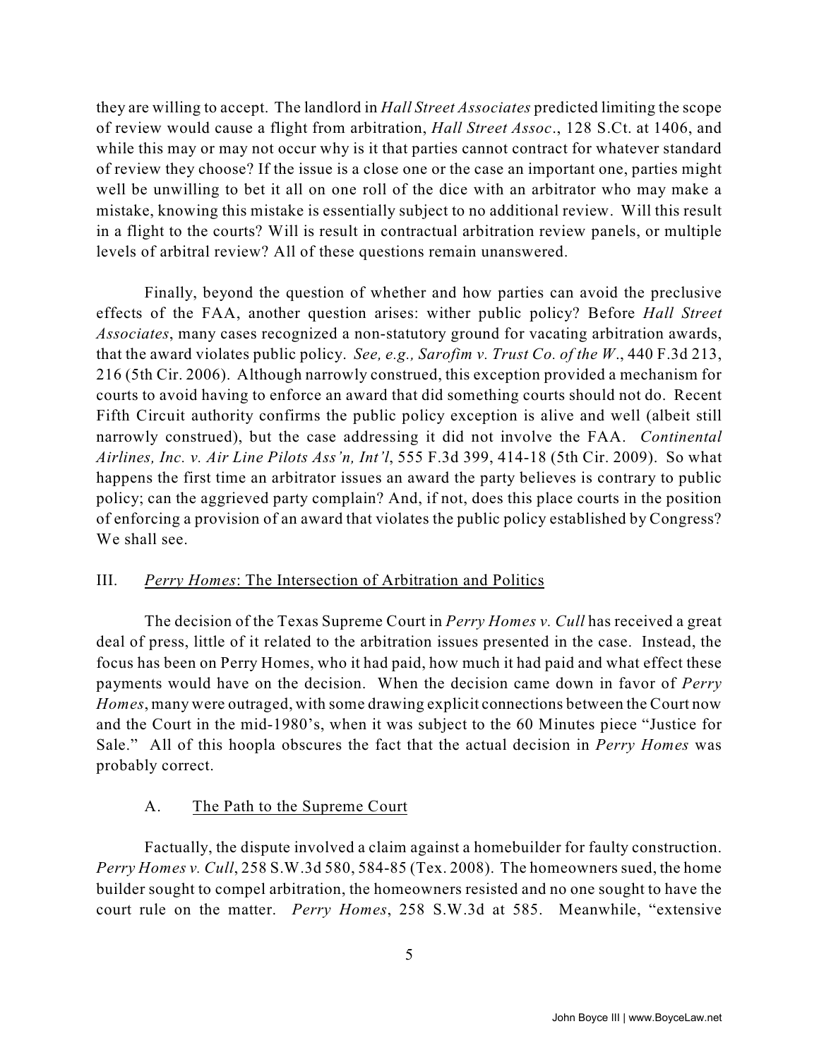they are willing to accept. The landlord in *Hall Street Associates* predicted limiting the scope of review would cause a flight from arbitration, *Hall Street Assoc*., 128 S.Ct. at 1406, and while this may or may not occur why is it that parties cannot contract for whatever standard of review they choose? If the issue is a close one or the case an important one, parties might well be unwilling to bet it all on one roll of the dice with an arbitrator who may make a mistake, knowing this mistake is essentially subject to no additional review. Will this result in a flight to the courts? Will is result in contractual arbitration review panels, or multiple levels of arbitral review? All of these questions remain unanswered.

Finally, beyond the question of whether and how parties can avoid the preclusive effects of the FAA, another question arises: wither public policy? Before *Hall Street Associates*, many cases recognized a non-statutory ground for vacating arbitration awards, that the award violates public policy. *See, e.g., Sarofim v. Trust Co. of the W*., 440 F.3d 213, 216 (5th Cir. 2006). Although narrowly construed, this exception provided a mechanism for courts to avoid having to enforce an award that did something courts should not do. Recent Fifth Circuit authority confirms the public policy exception is alive and well (albeit still narrowly construed), but the case addressing it did not involve the FAA. *Continental Airlines, Inc. v. Air Line Pilots Ass'n, Int'l*, 555 F.3d 399, 414-18 (5th Cir. 2009). So what happens the first time an arbitrator issues an award the party believes is contrary to public policy; can the aggrieved party complain? And, if not, does this place courts in the position of enforcing a provision of an award that violates the public policy established by Congress? We shall see.

## III. *Perry Homes*: The Intersection of Arbitration and Politics

The decision of the Texas Supreme Court in *Perry Homes v. Cull* has received a great deal of press, little of it related to the arbitration issues presented in the case. Instead, the focus has been on Perry Homes, who it had paid, how much it had paid and what effect these payments would have on the decision. When the decision came down in favor of *Perry Homes*, many were outraged, with some drawing explicit connections between the Court now and the Court in the mid-1980's, when it was subject to the 60 Minutes piece "Justice for Sale." All of this hoopla obscures the fact that the actual decision in *Perry Homes* was probably correct.

### A. The Path to the Supreme Court

Factually, the dispute involved a claim against a homebuilder for faulty construction. *Perry Homes v. Cull*, 258 S.W.3d 580, 584-85 (Tex. 2008). The homeowners sued, the home builder sought to compel arbitration, the homeowners resisted and no one sought to have the court rule on the matter. *Perry Homes*, 258 S.W.3d at 585. Meanwhile, "extensive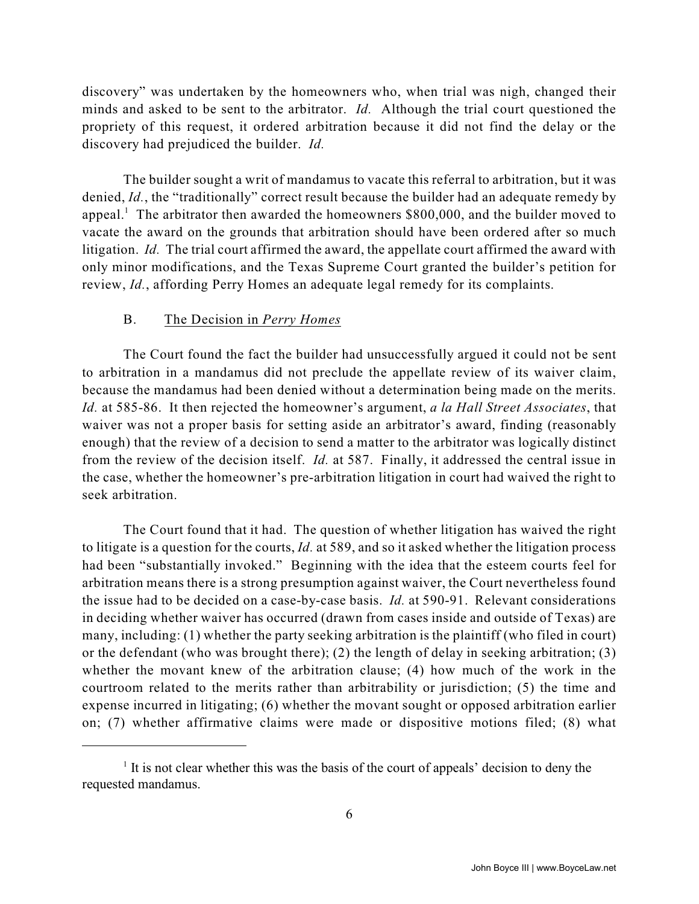discovery" was undertaken by the homeowners who, when trial was nigh, changed their minds and asked to be sent to the arbitrator. *Id.* Although the trial court questioned the propriety of this request, it ordered arbitration because it did not find the delay or the discovery had prejudiced the builder. *Id.*

The builder sought a writ of mandamus to vacate this referral to arbitration, but it was denied, *Id.*, the "traditionally" correct result because the builder had an adequate remedy by appeal.[1] The arbitrator then awarded the homeowners $800,000, and the builder moved to vacate the award on the grounds that arbitration should have been ordered after so much litigation. *Id.* The trial court affirmed the award, the appellate court affirmed the award with only minor modifications, and the Texas Supreme Court granted the builder's petition for review, *Id.*, affording Perry Homes an adequate legal remedy for its complaints.

### B. The Decision in *Perry Homes*

The Court found the fact the builder had unsuccessfully argued it could not be sent to arbitration in a mandamus did not preclude the appellate review of its waiver claim, because the mandamus had been denied without a determination being made on the merits. *Id.* at 585-86. It then rejected the homeowner's argument, *a la Hall Street Associates*, that waiver was not a proper basis for setting aside an arbitrator's award, finding (reasonably enough) that the review of a decision to send a matter to the arbitrator was logically distinct from the review of the decision itself. *Id.* at 587. Finally, it addressed the central issue in the case, whether the homeowner's pre-arbitration litigation in court had waived the right to seek arbitration.

The Court found that it had. The question of whether litigation has waived the right to litigate is a question for the courts, *Id.* at 589, and so it asked whether the litigation process had been "substantially invoked." Beginning with the idea that the esteem courts feel for arbitration means there is a strong presumption against waiver, the Court nevertheless found the issue had to be decided on a case-by-case basis. *Id.* at 590-91. Relevant considerations in deciding whether waiver has occurred (drawn from cases inside and outside of Texas) are many, including: (1) whether the party seeking arbitration is the plaintiff (who filed in court) or the defendant (who was brought there); (2) the length of delay in seeking arbitration; (3) whether the movant knew of the arbitration clause; (4) how much of the work in the courtroom related to the merits rather than arbitrability or jurisdiction; (5) the time and expense incurred in litigating; (6) whether the movant sought or opposed arbitration earlier on; (7) whether affirmative claims were made or dispositive motions filed; (8) what

---

[1] It is not clear whether this was the basis of the court of appeals' decision to deny the requested mandamus.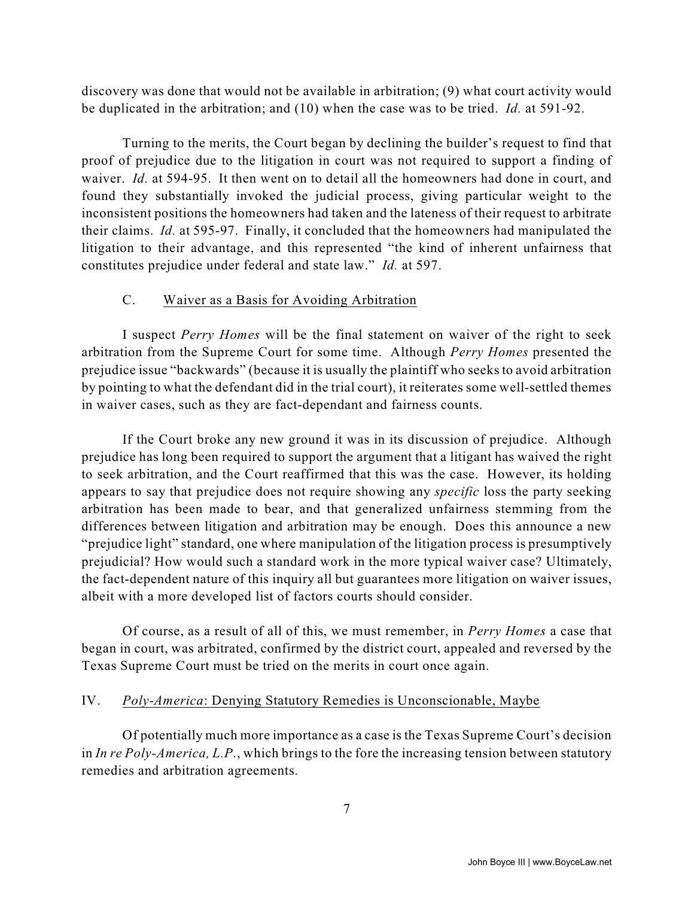discovery was done that would not be available in arbitration; (9) what court activity would be duplicated in the arbitration; and (10) when the case was to be tried. *Id.* at 591-92.

Turning to the merits, the Court began by declining the builder's request to find that proof of prejudice due to the litigation in court was not required to support a finding of waiver. *Id.* at 594-95. It then went on to detail all the homeowners had done in court, and found they substantially invoked the judicial process, giving particular weight to the inconsistent positions the homeowners had taken and the lateness of their request to arbitrate their claims. *Id.* at 595-97. Finally, it concluded that the homeowners had manipulated the litigation to their advantage, and this represented "the kind of inherent unfairness that constitutes prejudice under federal and state law." *Id.* at 597.

### C. Waiver as a Basis for Avoiding Arbitration

I suspect *Perry Homes* will be the final statement on waiver of the right to seek arbitration from the Supreme Court for some time. Although *Perry Homes* presented the prejudice issue "backwards" (because it is usually the plaintiff who seeks to avoid arbitration by pointing to what the defendant did in the trial court), it reiterates some well-settled themes in waiver cases, such as they are fact-dependant and fairness counts.

If the Court broke any new ground it was in its discussion of prejudice. Although prejudice has long been required to support the argument that a litigant has waived the right to seek arbitration, and the Court reaffirmed that this was the case. However, its holding appears to say that prejudice does not require showing any *specific* loss the party seeking arbitration has been made to bear, and that generalized unfairness stemming from the differences between litigation and arbitration may be enough. Does this announce a new "prejudice light" standard, one where manipulation of the litigation process is presumptively prejudicial? How would such a standard work in the more typical waiver case? Ultimately, the fact-dependent nature of this inquiry all but guarantees more litigation on waiver issues, albeit with a more developed list of factors courts should consider.

Of course, as a result of all of this, we must remember, in *Perry Homes* a case that began in court, was arbitrated, confirmed by the district court, appealed and reversed by the Texas Supreme Court must be tried on the merits in court once again.

## IV. *Poly-America*: Denying Statutory Remedies is Unconscionable, Maybe

Of potentially much more importance as a case is the Texas Supreme Court's decision in *In re Poly-America, L.P.*, which brings to the fore the increasing tension between statutory remedies and arbitration agreements.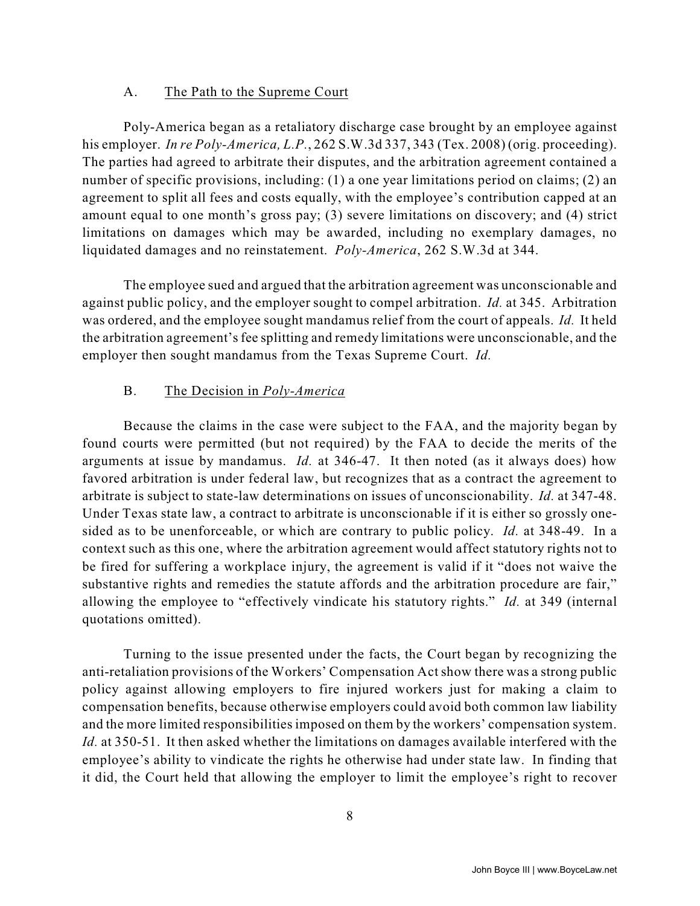### A. The Path to the Supreme Court

Poly-America began as a retaliatory discharge case brought by an employee against his employer. *In re Poly-America, L.P.*, 262 S.W.3d 337, 343 (Tex. 2008) (orig. proceeding). The parties had agreed to arbitrate their disputes, and the arbitration agreement contained a number of specific provisions, including: (1) a one year limitations period on claims; (2) an agreement to split all fees and costs equally, with the employee's contribution capped at an amount equal to one month's gross pay; (3) severe limitations on discovery; and (4) strict limitations on damages which may be awarded, including no exemplary damages, no liquidated damages and no reinstatement. *Poly-America*, 262 S.W.3d at 344.

The employee sued and argued that the arbitration agreement was unconscionable and against public policy, and the employer sought to compel arbitration. *Id.* at 345. Arbitration was ordered, and the employee sought mandamus relief from the court of appeals. *Id.* It held the arbitration agreement's fee splitting and remedy limitations were unconscionable, and the employer then sought mandamus from the Texas Supreme Court. *Id.*

### B. The Decision in *Poly-America*

Because the claims in the case were subject to the FAA, and the majority began by found courts were permitted (but not required) by the FAA to decide the merits of the arguments at issue by mandamus. *Id.* at 346-47. It then noted (as it always does) how favored arbitration is under federal law, but recognizes that as a contract the agreement to arbitrate is subject to state-law determinations on issues of unconscionability. *Id.* at 347-48. Under Texas state law, a contract to arbitrate is unconscionable if it is either so grossly one-sided as to be unenforceable, or which are contrary to public policy. *Id.* at 348-49. In a context such as this one, where the arbitration agreement would affect statutory rights not to be fired for suffering a workplace injury, the agreement is valid if it "does not waive the substantive rights and remedies the statute affords and the arbitration procedure are fair," allowing the employee to "effectively vindicate his statutory rights." *Id.* at 349 (internal quotations omitted).

Turning to the issue presented under the facts, the Court began by recognizing the anti-retaliation provisions of the Workers' Compensation Act show there was a strong public policy against allowing employers to fire injured workers just for making a claim to compensation benefits, because otherwise employers could avoid both common law liability and the more limited responsibilities imposed on them by the workers' compensation system. *Id.* at 350-51. It then asked whether the limitations on damages available interfered with the employee's ability to vindicate the rights he otherwise had under state law. In finding that it did, the Court held that allowing the employer to limit the employee's right to recover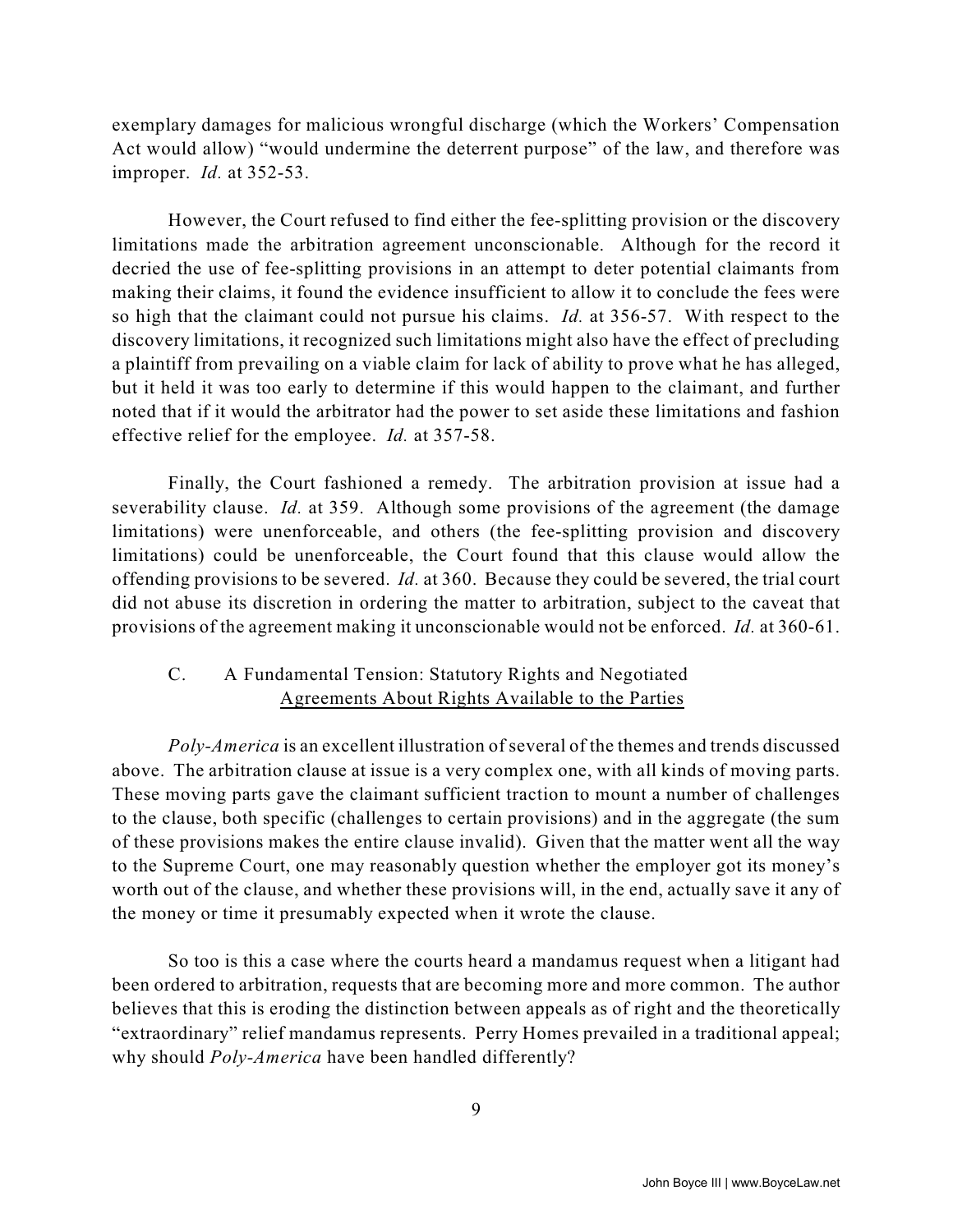exemplary damages for malicious wrongful discharge (which the Workers' Compensation Act would allow) "would undermine the deterrent purpose" of the law, and therefore was improper. *Id.* at 352-53.

However, the Court refused to find either the fee-splitting provision or the discovery limitations made the arbitration agreement unconscionable. Although for the record it decried the use of fee-splitting provisions in an attempt to deter potential claimants from making their claims, it found the evidence insufficient to allow it to conclude the fees were so high that the claimant could not pursue his claims. *Id.* at 356-57. With respect to the discovery limitations, it recognized such limitations might also have the effect of precluding a plaintiff from prevailing on a viable claim for lack of ability to prove what he has alleged, but it held it was too early to determine if this would happen to the claimant, and further noted that if it would the arbitrator had the power to set aside these limitations and fashion effective relief for the employee. *Id.* at 357-58.

Finally, the Court fashioned a remedy. The arbitration provision at issue had a severability clause. *Id.* at 359. Although some provisions of the agreement (the damage limitations) were unenforceable, and others (the fee-splitting provision and discovery limitations) could be unenforceable, the Court found that this clause would allow the offending provisions to be severed. *Id.* at 360. Because they could be severed, the trial court did not abuse its discretion in ordering the matter to arbitration, subject to the caveat that provisions of the agreement making it unconscionable would not be enforced. *Id.* at 360-61.

### C. A Fundamental Tension: Statutory Rights and Negotiated Agreements About Rights Available to the Parties

*Poly-America* is an excellent illustration of several of the themes and trends discussed above. The arbitration clause at issue is a very complex one, with all kinds of moving parts. These moving parts gave the claimant sufficient traction to mount a number of challenges to the clause, both specific (challenges to certain provisions) and in the aggregate (the sum of these provisions makes the entire clause invalid). Given that the matter went all the way to the Supreme Court, one may reasonably question whether the employer got its money's worth out of the clause, and whether these provisions will, in the end, actually save it any of the money or time it presumably expected when it wrote the clause.

So too is this a case where the courts heard a mandamus request when a litigant had been ordered to arbitration, requests that are becoming more and more common. The author believes that this is eroding the distinction between appeals as of right and the theoretically "extraordinary" relief mandamus represents. Perry Homes prevailed in a traditional appeal; why should *Poly-America* have been handled differently?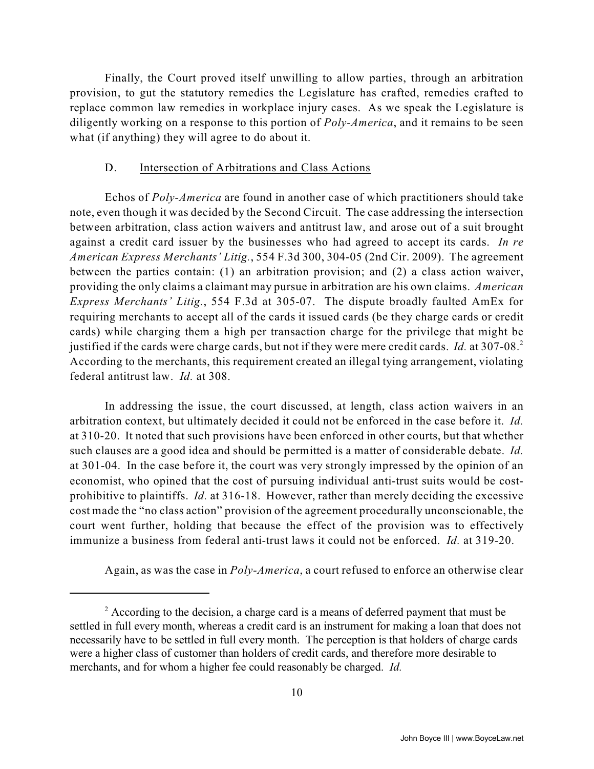Finally, the Court proved itself unwilling to allow parties, through an arbitration provision, to gut the statutory remedies the Legislature has crafted, remedies crafted to replace common law remedies in workplace injury cases. As we speak the Legislature is diligently working on a response to this portion of *Poly-America*, and it remains to be seen what (if anything) they will agree to do about it.

D. Intersection of Arbitrations and Class Actions

Echos of *Poly-America* are found in another case of which practitioners should take note, even though it was decided by the Second Circuit. The case addressing the intersection between arbitration, class action waivers and antitrust law, and arose out of a suit brought against a credit card issuer by the businesses who had agreed to accept its cards. *In re American Express Merchants' Litig.*, 554 F.3d 300, 304-05 (2nd Cir. 2009). The agreement between the parties contain: (1) an arbitration provision; and (2) a class action waiver, providing the only claims a claimant may pursue in arbitration are his own claims. *American Express Merchants' Litig.*, 554 F.3d at 305-07. The dispute broadly faulted AmEx for requiring merchants to accept all of the cards it issued cards (be they charge cards or credit cards) while charging them a high per transaction charge for the privilege that might be justified if the cards were charge cards, but not if they were mere credit cards. *Id.* at 307-08.[2] According to the merchants, this requirement created an illegal tying arrangement, violating federal antitrust law. *Id.* at 308.

In addressing the issue, the court discussed, at length, class action waivers in an arbitration context, but ultimately decided it could not be enforced in the case before it. *Id.* at 310-20. It noted that such provisions have been enforced in other courts, but that whether such clauses are a good idea and should be permitted is a matter of considerable debate. *Id.* at 301-04. In the case before it, the court was very strongly impressed by the opinion of an economist, who opined that the cost of pursuing individual anti-trust suits would be cost-prohibitive to plaintiffs. *Id.* at 316-18. However, rather than merely deciding the excessive cost made the "no class action" provision of the agreement procedurally unconscionable, the court went further, holding that because the effect of the provision was to effectively immunize a business from federal anti-trust laws it could not be enforced. *Id.* at 319-20.

Again, as was the case in *Poly-America*, a court refused to enforce an otherwise clear

[2] According to the decision, a charge card is a means of deferred payment that must be settled in full every month, whereas a credit card is an instrument for making a loan that does not necessarily have to be settled in full every month. The perception is that holders of charge cards were a higher class of customer than holders of credit cards, and therefore more desirable to merchants, and for whom a higher fee could reasonably be charged. *Id.*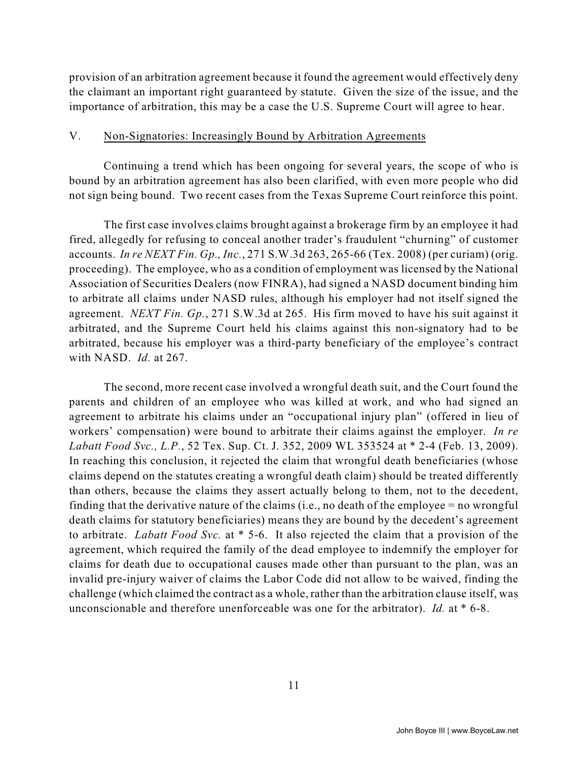provision of an arbitration agreement because it found the agreement would effectively deny the claimant an important right guaranteed by statute. Given the size of the issue, and the importance of arbitration, this may be a case the U.S. Supreme Court will agree to hear.

## V. Non-Signatories: Increasingly Bound by Arbitration Agreements

Continuing a trend which has been ongoing for several years, the scope of who is bound by an arbitration agreement has also been clarified, with even more people who did not sign being bound. Two recent cases from the Texas Supreme Court reinforce this point.

The first case involves claims brought against a brokerage firm by an employee it had fired, allegedly for refusing to conceal another trader's fraudulent "churning" of customer accounts. *In re NEXT Fin. Gp., Inc.*, 271 S.W.3d 263, 265-66 (Tex. 2008) (per curiam) (orig. proceeding). The employee, who as a condition of employment was licensed by the National Association of Securities Dealers (now FINRA), had signed a NASD document binding him to arbitrate all claims under NASD rules, although his employer had not itself signed the agreement. *NEXT Fin. Gp.*, 271 S.W.3d at 265. His firm moved to have his suit against it arbitrated, and the Supreme Court held his claims against this non-signatory had to be arbitrated, because his employer was a third-party beneficiary of the employee's contract with NASD. *Id.* at 267.

The second, more recent case involved a wrongful death suit, and the Court found the parents and children of an employee who was killed at work, and who had signed an agreement to arbitrate his claims under an "occupational injury plan" (offered in lieu of workers' compensation) were bound to arbitrate their claims against the employer. *In re Labatt Food Svc., L.P.*, 52 Tex. Sup. Ct. J. 352, 2009 WL 353524 at * 2-4 (Feb. 13, 2009). In reaching this conclusion, it rejected the claim that wrongful death beneficiaries (whose claims depend on the statutes creating a wrongful death claim) should be treated differently than others, because the claims they assert actually belong to them, not to the decedent, finding that the derivative nature of the claims (i.e., no death of the employee = no wrongful death claims for statutory beneficiaries) means they are bound by the decedent's agreement to arbitrate. *Labatt Food Svc.* at * 5-6. It also rejected the claim that a provision of the agreement, which required the family of the dead employee to indemnify the employer for claims for death due to occupational causes made other than pursuant to the plan, was an invalid pre-injury waiver of claims the Labor Code did not allow to be waived, finding the challenge (which claimed the contract as a whole, rather than the arbitration clause itself, was unconscionable and therefore unenforceable was one for the arbitrator). *Id.* at * 6-8.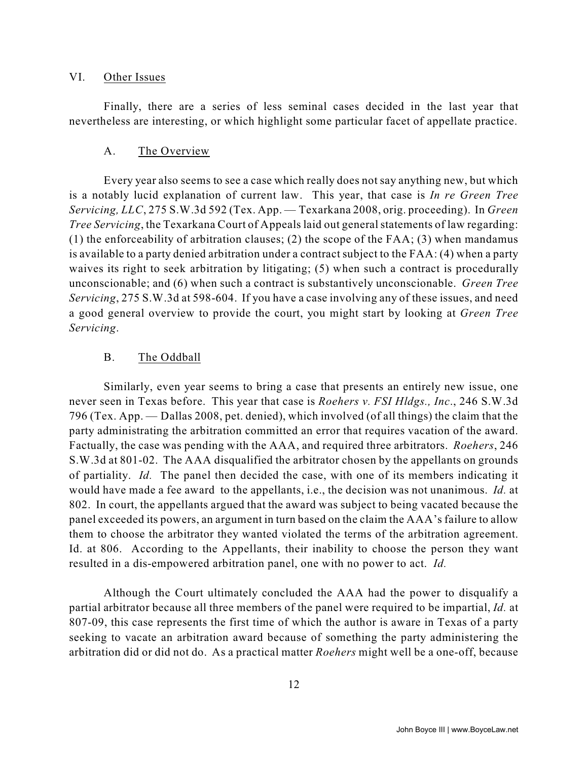## VI. Other Issues

Finally, there are a series of less seminal cases decided in the last year that nevertheless are interesting, or which highlight some particular facet of appellate practice.

### A. The Overview

Every year also seems to see a case which really does not say anything new, but which is a notably lucid explanation of current law. This year, that case is *In re Green Tree Servicing, LLC*, 275 S.W.3d 592 (Tex. App. — Texarkana 2008, orig. proceeding). In *Green Tree Servicing*, the Texarkana Court of Appeals laid out general statements of law regarding: (1) the enforceability of arbitration clauses; (2) the scope of the FAA; (3) when mandamus is available to a party denied arbitration under a contract subject to the FAA: (4) when a party waives its right to seek arbitration by litigating; (5) when such a contract is procedurally unconscionable; and (6) when such a contract is substantively unconscionable. *Green Tree Servicing*, 275 S.W.3d at 598-604. If you have a case involving any of these issues, and need a good general overview to provide the court, you might start by looking at *Green Tree Servicing*.

### B. The Oddball

Similarly, even year seems to bring a case that presents an entirely new issue, one never seen in Texas before. This year that case is *Roehers v. FSI Hldgs., Inc*., 246 S.W.3d 796 (Tex. App. — Dallas 2008, pet. denied), which involved (of all things) the claim that the party administrating the arbitration committed an error that requires vacation of the award. Factually, the case was pending with the AAA, and required three arbitrators. *Roehers*, 246 S.W.3d at 801-02. The AAA disqualified the arbitrator chosen by the appellants on grounds of partiality. *Id.* The panel then decided the case, with one of its members indicating it would have made a fee award to the appellants, i.e., the decision was not unanimous. *Id.* at 802. In court, the appellants argued that the award was subject to being vacated because the panel exceeded its powers, an argument in turn based on the claim the AAA's failure to allow them to choose the arbitrator they wanted violated the terms of the arbitration agreement. Id. at 806. According to the Appellants, their inability to choose the person they want resulted in a dis-empowered arbitration panel, one with no power to act. *Id.*

Although the Court ultimately concluded the AAA had the power to disqualify a partial arbitrator because all three members of the panel were required to be impartial, *Id.* at 807-09, this case represents the first time of which the author is aware in Texas of a party seeking to vacate an arbitration award because of something the party administering the arbitration did or did not do. As a practical matter *Roehers* might well be a one-off, because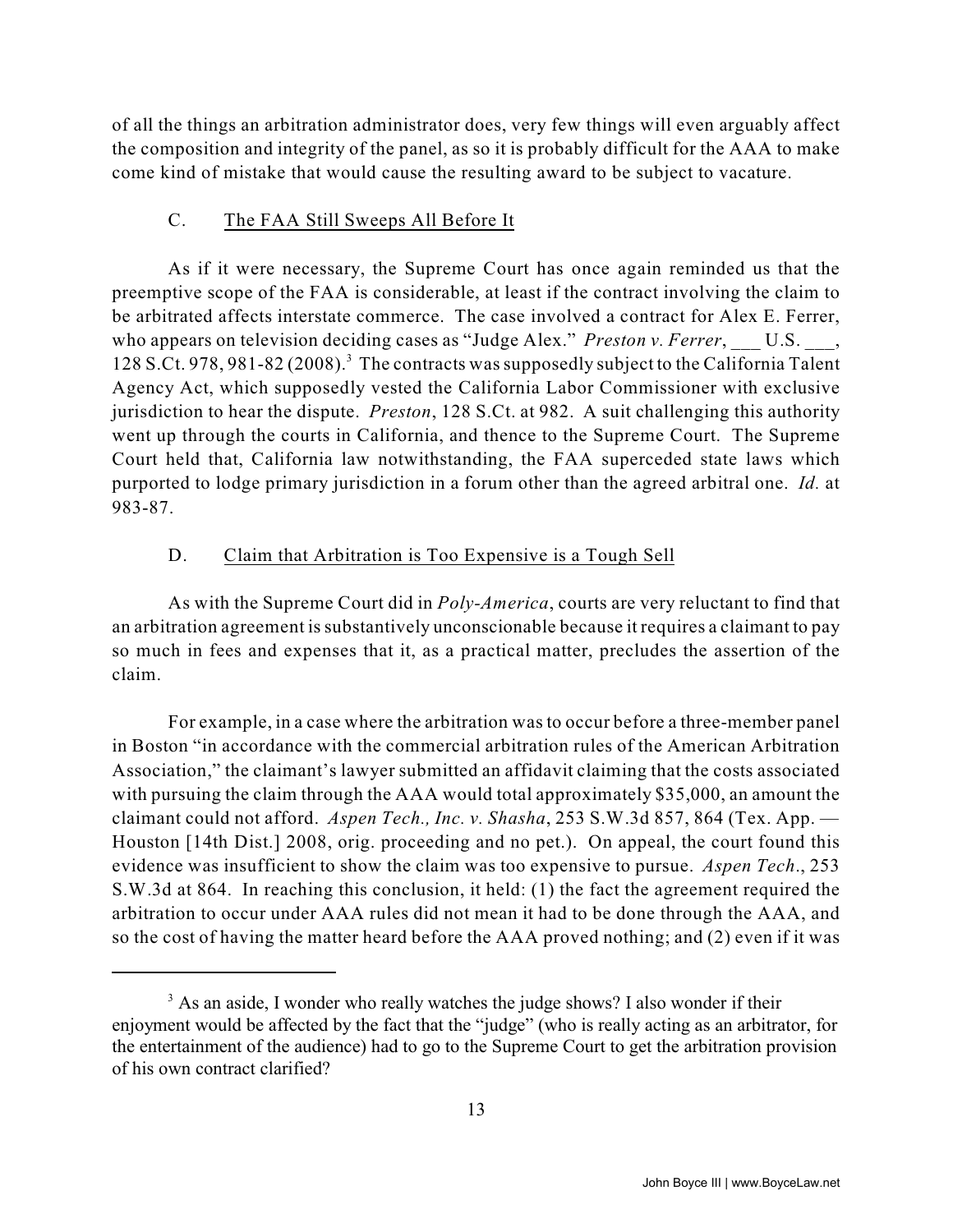of all the things an arbitration administrator does, very few things will even arguably affect the composition and integrity of the panel, as so it is probably difficult for the AAA to make come kind of mistake that would cause the resulting award to be subject to vacature.

### C. The FAA Still Sweeps All Before It

As if it were necessary, the Supreme Court has once again reminded us that the preemptive scope of the FAA is considerable, at least if the contract involving the claim to be arbitrated affects interstate commerce. The case involved a contract for Alex E. Ferrer, who appears on television deciding cases as "Judge Alex." *Preston v. Ferrer*, ___ U.S. ___, 128 S.Ct. 978, 981-82 (2008).[3] The contracts was supposedly subject to the California Talent Agency Act, which supposedly vested the California Labor Commissioner with exclusive jurisdiction to hear the dispute. *Preston*, 128 S.Ct. at 982. A suit challenging this authority went up through the courts in California, and thence to the Supreme Court. The Supreme Court held that, California law notwithstanding, the FAA superceded state laws which purported to lodge primary jurisdiction in a forum other than the agreed arbitral one. *Id.* at 983-87.

### D. Claim that Arbitration is Too Expensive is a Tough Sell

As with the Supreme Court did in *Poly-America*, courts are very reluctant to find that an arbitration agreement is substantively unconscionable because it requires a claimant to pay so much in fees and expenses that it, as a practical matter, precludes the assertion of the claim.

For example, in a case where the arbitration was to occur before a three-member panel in Boston "in accordance with the commercial arbitration rules of the American Arbitration Association," the claimant's lawyer submitted an affidavit claiming that the costs associated with pursuing the claim through the AAA would total approximately $35,000, an amount the claimant could not afford. *Aspen Tech., Inc. v. Shasha*, 253 S.W.3d 857, 864 (Tex. App. — Houston [14th Dist.] 2008, orig. proceeding and no pet.). On appeal, the court found this evidence was insufficient to show the claim was too expensive to pursue. *Aspen Tech*., 253 S.W.3d at 864. In reaching this conclusion, it held: (1) the fact the agreement required the arbitration to occur under AAA rules did not mean it had to be done through the AAA, and so the cost of having the matter heard before the AAA proved nothing; and (2) even if it was

---

[3] As an aside, I wonder who really watches the judge shows? I also wonder if their enjoyment would be affected by the fact that the "judge" (who is really acting as an arbitrator, for the entertainment of the audience) had to go to the Supreme Court to get the arbitration provision of his own contract clarified?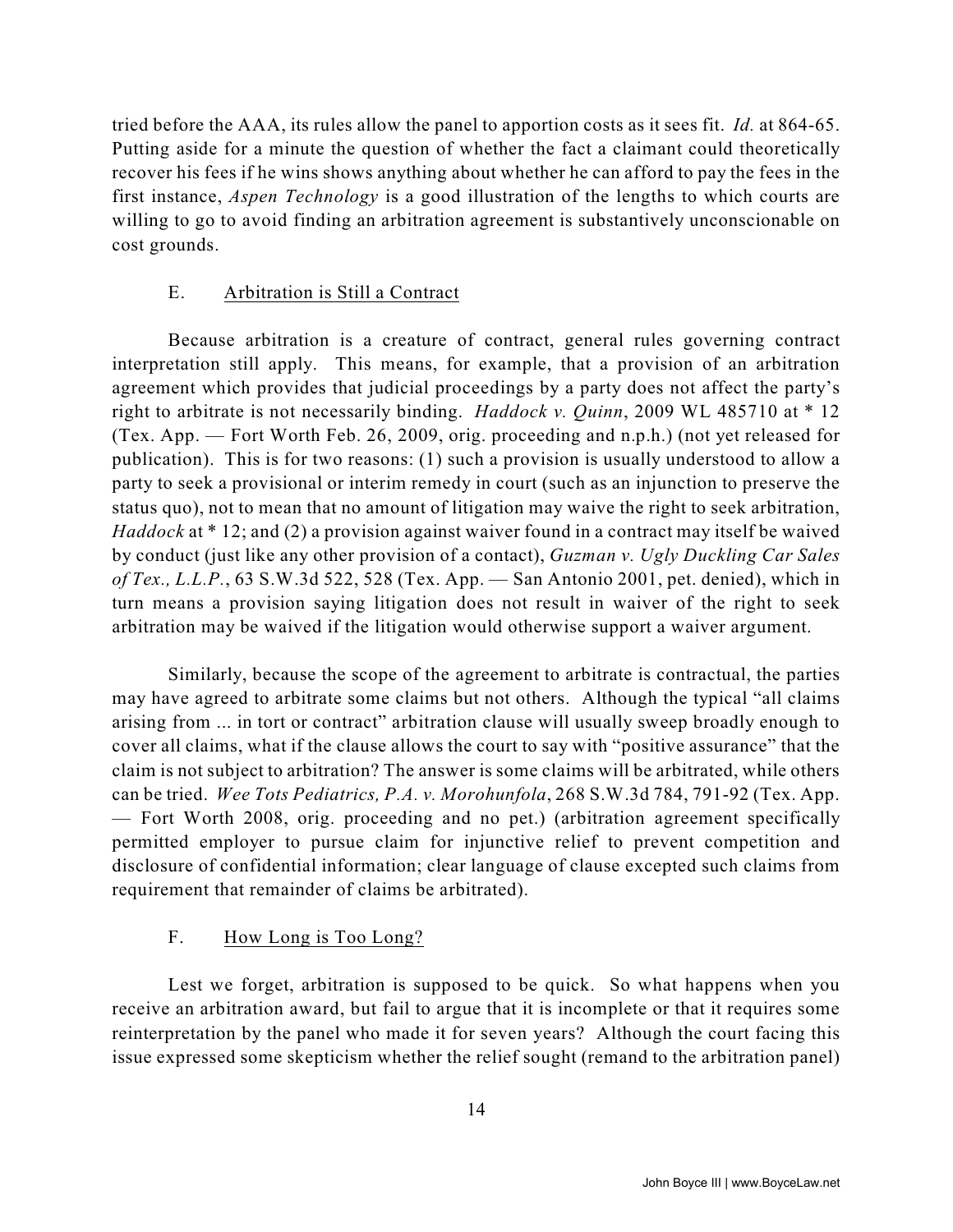tried before the AAA, its rules allow the panel to apportion costs as it sees fit. *Id.* at 864-65. Putting aside for a minute the question of whether the fact a claimant could theoretically recover his fees if he wins shows anything about whether he can afford to pay the fees in the first instance, *Aspen Technology* is a good illustration of the lengths to which courts are willing to go to avoid finding an arbitration agreement is substantively unconscionable on cost grounds.

### E. Arbitration is Still a Contract

Because arbitration is a creature of contract, general rules governing contract interpretation still apply. This means, for example, that a provision of an arbitration agreement which provides that judicial proceedings by a party does not affect the party's right to arbitrate is not necessarily binding. *Haddock v. Quinn*, 2009 WL 485710 at * 12 (Tex. App. — Fort Worth Feb. 26, 2009, orig. proceeding and n.p.h.) (not yet released for publication). This is for two reasons: (1) such a provision is usually understood to allow a party to seek a provisional or interim remedy in court (such as an injunction to preserve the status quo), not to mean that no amount of litigation may waive the right to seek arbitration, *Haddock* at * 12; and (2) a provision against waiver found in a contract may itself be waived by conduct (just like any other provision of a contact), *Guzman v. Ugly Duckling Car Sales of Tex., L.L.P.*, 63 S.W.3d 522, 528 (Tex. App. — San Antonio 2001, pet. denied), which in turn means a provision saying litigation does not result in waiver of the right to seek arbitration may be waived if the litigation would otherwise support a waiver argument.

Similarly, because the scope of the agreement to arbitrate is contractual, the parties may have agreed to arbitrate some claims but not others. Although the typical "all claims arising from ... in tort or contract" arbitration clause will usually sweep broadly enough to cover all claims, what if the clause allows the court to say with "positive assurance" that the claim is not subject to arbitration? The answer is some claims will be arbitrated, while others can be tried. *Wee Tots Pediatrics, P.A. v. Morohunfola*, 268 S.W.3d 784, 791-92 (Tex. App. — Fort Worth 2008, orig. proceeding and no pet.) (arbitration agreement specifically permitted employer to pursue claim for injunctive relief to prevent competition and disclosure of confidential information; clear language of clause excepted such claims from requirement that remainder of claims be arbitrated).

### F. How Long is Too Long?

Lest we forget, arbitration is supposed to be quick. So what happens when you receive an arbitration award, but fail to argue that it is incomplete or that it requires some reinterpretation by the panel who made it for seven years? Although the court facing this issue expressed some skepticism whether the relief sought (remand to the arbitration panel)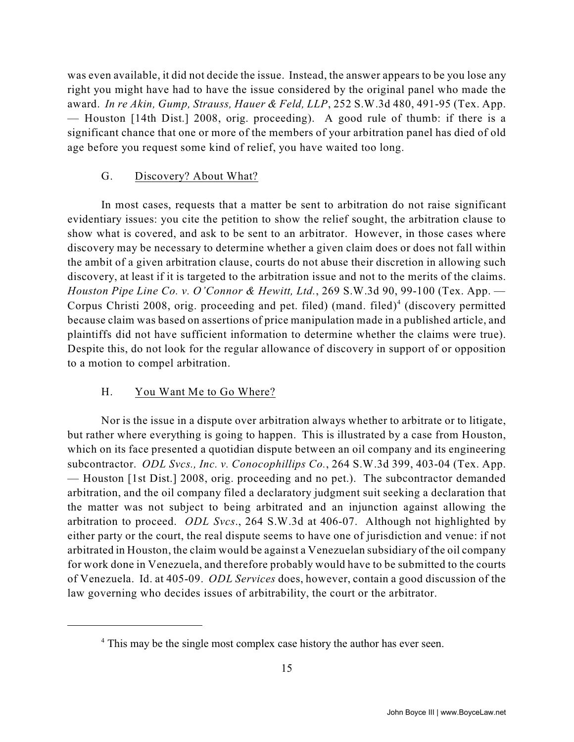was even available, it did not decide the issue. Instead, the answer appears to be you lose any right you might have had to have the issue considered by the original panel who made the award. *In re Akin, Gump, Strauss, Hauer & Feld, LLP*, 252 S.W.3d 480, 491-95 (Tex. App. — Houston [14th Dist.] 2008, orig. proceeding). A good rule of thumb: if there is a significant chance that one or more of the members of your arbitration panel has died of old age before you request some kind of relief, you have waited too long.

### G. Discovery? About What?

In most cases, requests that a matter be sent to arbitration do not raise significant evidentiary issues: you cite the petition to show the relief sought, the arbitration clause to show what is covered, and ask to be sent to an arbitrator. However, in those cases where discovery may be necessary to determine whether a given claim does or does not fall within the ambit of a given arbitration clause, courts do not abuse their discretion in allowing such discovery, at least if it is targeted to the arbitration issue and not to the merits of the claims. *Houston Pipe Line Co. v. O'Connor & Hewitt, Ltd.*, 269 S.W.3d 90, 99-100 (Tex. App. — Corpus Christi 2008, orig. proceeding and pet. filed) (mand. filed)[4] (discovery permitted because claim was based on assertions of price manipulation made in a published article, and plaintiffs did not have sufficient information to determine whether the claims were true). Despite this, do not look for the regular allowance of discovery in support of or opposition to a motion to compel arbitration.

### H. You Want Me to Go Where?

Nor is the issue in a dispute over arbitration always whether to arbitrate or to litigate, but rather where everything is going to happen. This is illustrated by a case from Houston, which on its face presented a quotidian dispute between an oil company and its engineering subcontractor. *ODL Svcs., Inc. v. Conocophillips Co.*, 264 S.W.3d 399, 403-04 (Tex. App. — Houston [1st Dist.] 2008, orig. proceeding and no pet.). The subcontractor demanded arbitration, and the oil company filed a declaratory judgment suit seeking a declaration that the matter was not subject to being arbitrated and an injunction against allowing the arbitration to proceed. *ODL Svcs*., 264 S.W.3d at 406-07. Although not highlighted by either party or the court, the real dispute seems to have one of jurisdiction and venue: if not arbitrated in Houston, the claim would be against a Venezuelan subsidiary of the oil company for work done in Venezuela, and therefore probably would have to be submitted to the courts of Venezuela. Id. at 405-09. *ODL Services* does, however, contain a good discussion of the law governing who decides issues of arbitrability, the court or the arbitrator.

---

[4] This may be the single most complex case history the author has ever seen.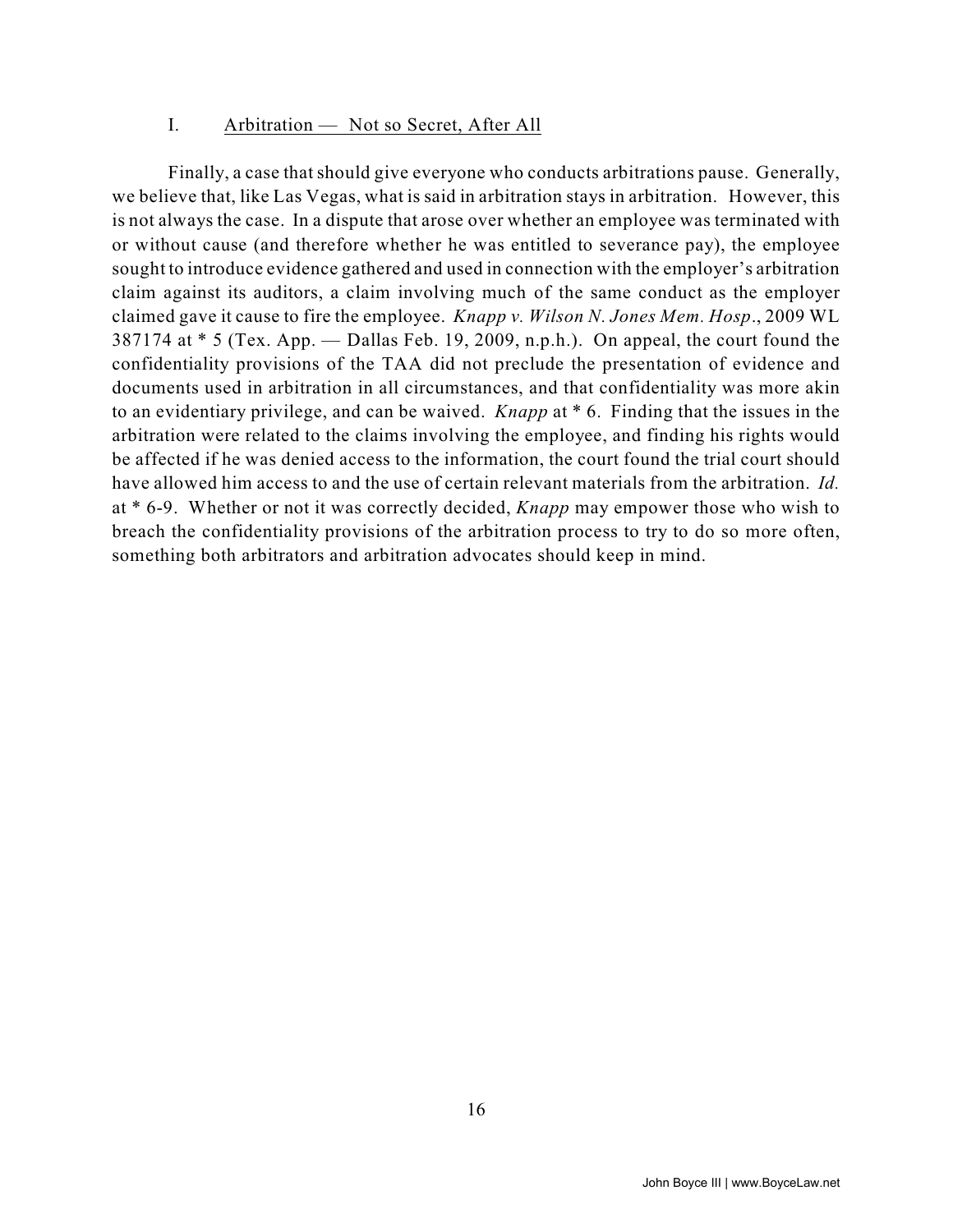## I. Arbitration — Not so Secret, After All

Finally, a case that should give everyone who conducts arbitrations pause. Generally, we believe that, like Las Vegas, what is said in arbitration stays in arbitration. However, this is not always the case. In a dispute that arose over whether an employee was terminated with or without cause (and therefore whether he was entitled to severance pay), the employee sought to introduce evidence gathered and used in connection with the employer's arbitration claim against its auditors, a claim involving much of the same conduct as the employer claimed gave it cause to fire the employee. *Knapp v. Wilson N. Jones Mem. Hosp*., 2009 WL 387174 at * 5 (Tex. App. — Dallas Feb. 19, 2009, n.p.h.). On appeal, the court found the confidentiality provisions of the TAA did not preclude the presentation of evidence and documents used in arbitration in all circumstances, and that confidentiality was more akin to an evidentiary privilege, and can be waived. *Knapp* at * 6. Finding that the issues in the arbitration were related to the claims involving the employee, and finding his rights would be affected if he was denied access to the information, the court found the trial court should have allowed him access to and the use of certain relevant materials from the arbitration. *Id.* at * 6-9. Whether or not it was correctly decided, *Knapp* may empower those who wish to breach the confidentiality provisions of the arbitration process to try to do so more often, something both arbitrators and arbitration advocates should keep in mind.